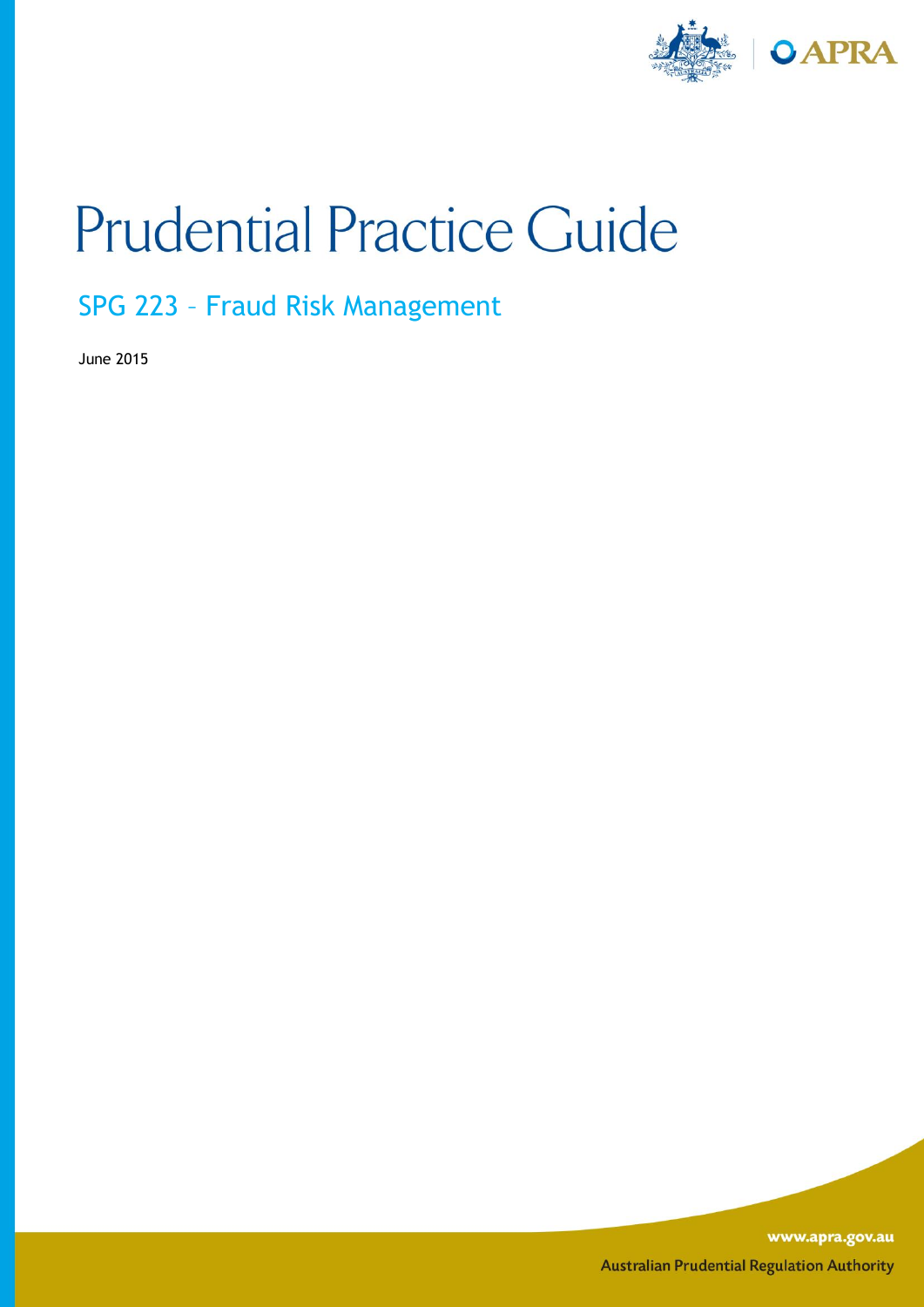# Prudential Practice Guide

## SPG 223 – Fraud Risk Management

June 2015

www.apra.gov.au

Australian Prudential Regulation Authority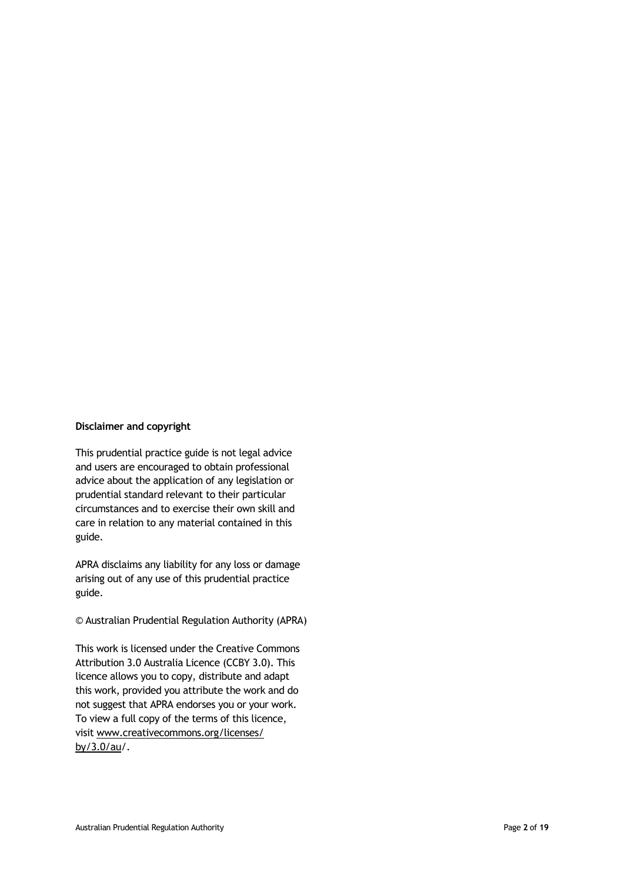**Disclaimer and copyright**

This prudential practice guide is not legal advice and users are encouraged to obtain professional advice about the application of any legislation or prudential standard relevant to their particular circumstances and to exercise their own skill and care in relation to any material contained in this guide.

APRA disclaims any liability for any loss or damage arising out of any use of this prudential practice guide.

© Australian Prudential Regulation Authority (APRA)

This work is licensed under the Creative Commons Attribution 3.0 Australia Licence (CCBY 3.0). This licence allows you to copy, distribute and adapt this work, provided you attribute the work and do not suggest that APRA endorses you or your work. To view a full copy of the terms of this licence, visit www.creativecommons.org/licenses/by/3.0/au/.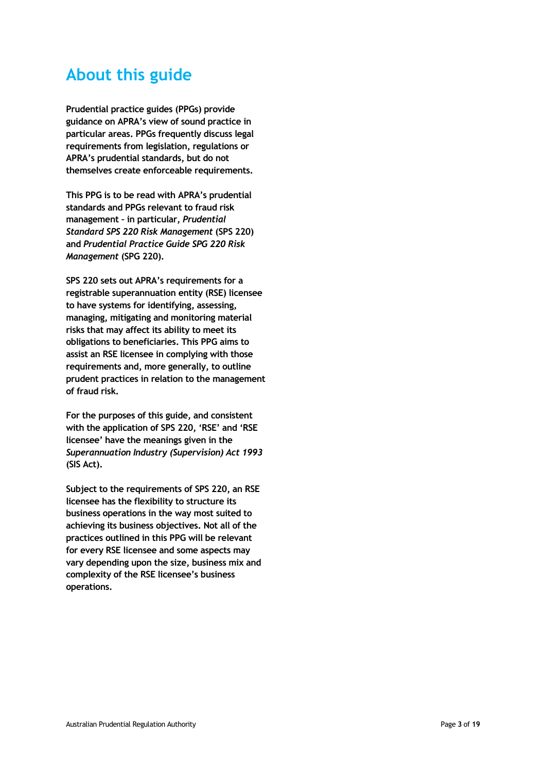# About this guide

**Prudential practice guides (PPGs) provide guidance on APRA's view of sound practice in particular areas. PPGs frequently discuss legal requirements from legislation, regulations or APRA's prudential standards, but do not themselves create enforceable requirements.**

**This PPG is to be read with APRA's prudential standards and PPGs relevant to fraud risk management – in particular, *Prudential Standard SPS 220 Risk Management* (SPS 220) and *Prudential Practice Guide SPG 220 Risk Management* (SPG 220).**

**SPS 220 sets out APRA's requirements for a registrable superannuation entity (RSE) licensee to have systems for identifying, assessing, managing, mitigating and monitoring material risks that may affect its ability to meet its obligations to beneficiaries. This PPG aims to assist an RSE licensee in complying with those requirements and, more generally, to outline prudent practices in relation to the management of fraud risk.**

**For the purposes of this guide, and consistent with the application of SPS 220, 'RSE' and 'RSE licensee' have the meanings given in the *Superannuation Industry (Supervision) Act 1993* (SIS Act).**

**Subject to the requirements of SPS 220, an RSE licensee has the flexibility to structure its business operations in the way most suited to achieving its business objectives. Not all of the practices outlined in this PPG will be relevant for every RSE licensee and some aspects may vary depending upon the size, business mix and complexity of the RSE licensee's business operations.**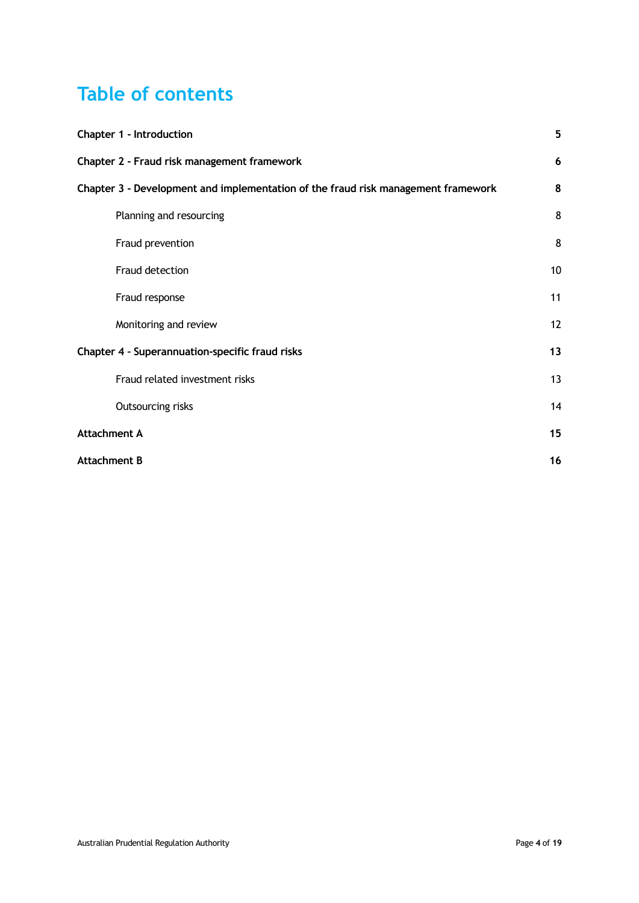# Table of contents

| | |
|---|---|
| **Chapter 1 - Introduction** | **5** |
| **Chapter 2 - Fraud risk management framework** | **6** |
| **Chapter 3 - Development and implementation of the fraud risk management framework** | **8** |
| Planning and resourcing | 8 |
| Fraud prevention | 8 |
| Fraud detection | 10 |
| Fraud response | 11 |
| Monitoring and review | 12 |
| **Chapter 4 - Superannuation-specific fraud risks** | **13** |
| Fraud related investment risks | 13 |
| Outsourcing risks | 14 |
| **Attachment A** | **15** |
| **Attachment B** | **16** |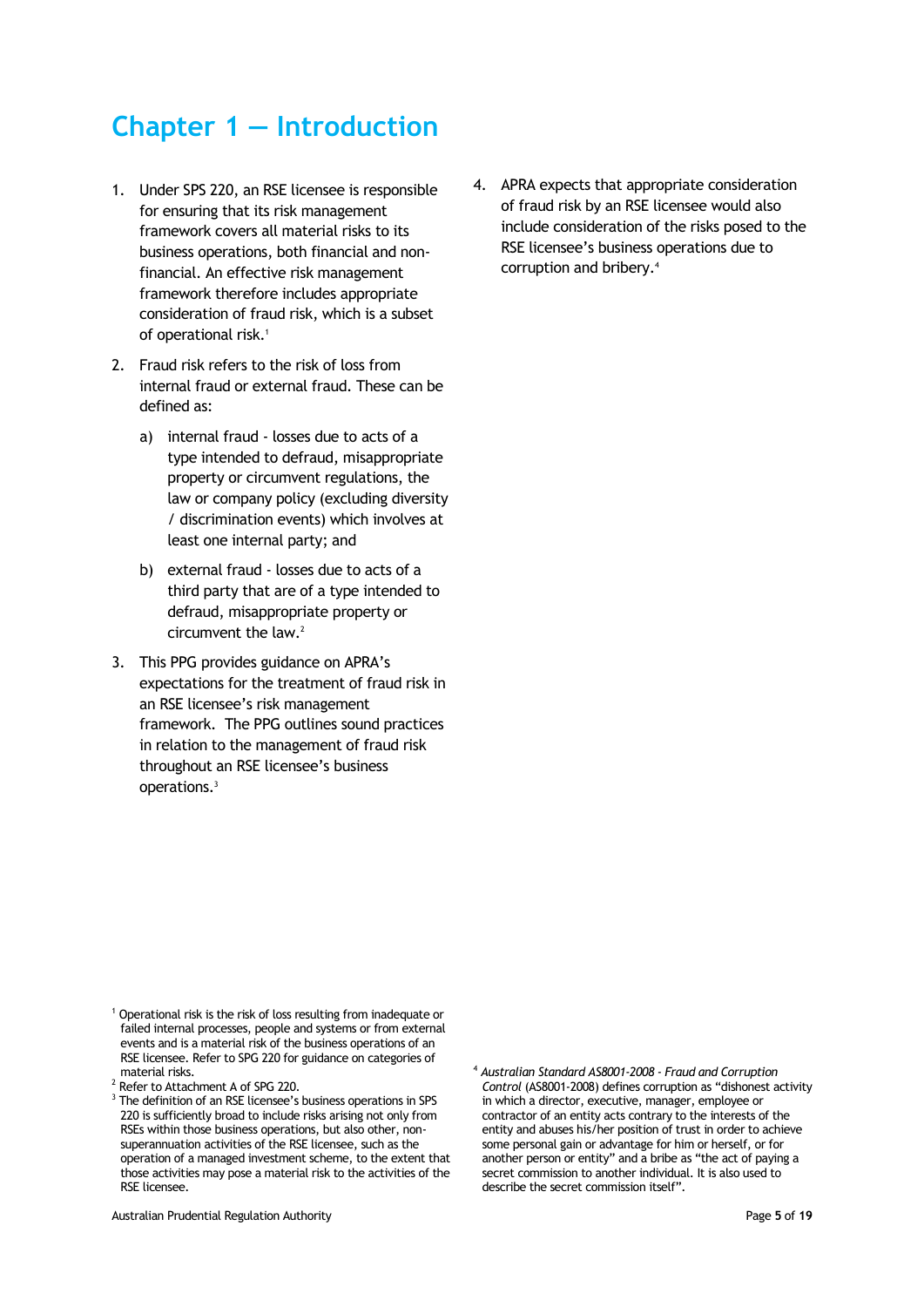# Chapter 1 — Introduction

1. Under SPS 220, an RSE licensee is responsible for ensuring that its risk management framework covers all material risks to its business operations, both financial and non-financial. An effective risk management framework therefore includes appropriate consideration of fraud risk, which is a subset of operational risk.[1]

2. Fraud risk refers to the risk of loss from internal fraud or external fraud. These can be defined as:

   a) internal fraud - losses due to acts of a type intended to defraud, misappropriate property or circumvent regulations, the law or company policy (excluding diversity / discrimination events) which involves at least one internal party; and

   b) external fraud - losses due to acts of a third party that are of a type intended to defraud, misappropriate property or circumvent the law.[2]

3. This PPG provides guidance on APRA's expectations for the treatment of fraud risk in an RSE licensee's risk management framework. The PPG outlines sound practices in relation to the management of fraud risk throughout an RSE licensee's business operations.[3]

4. APRA expects that appropriate consideration of fraud risk by an RSE licensee would also include consideration of the risks posed to the RSE licensee's business operations due to corruption and bribery.[4]

---

[1] Operational risk is the risk of loss resulting from inadequate or failed internal processes, people and systems or from external events and is a material risk of the business operations of an RSE licensee. Refer to SPG 220 for guidance on categories of material risks.

[2] Refer to Attachment A of SPG 220.

[3] The definition of an RSE licensee's business operations in SPS 220 is sufficiently broad to include risks arising not only from RSEs within those business operations, but also other, non-superannuation activities of the RSE licensee, such as the operation of a managed investment scheme, to the extent that those activities may pose a material risk to the activities of the RSE licensee.

[4] *Australian Standard AS8001-2008 - Fraud and Corruption Control* (AS8001-2008) defines corruption as "dishonest activity in which a director, executive, manager, employee or contractor of an entity acts contrary to the interests of the entity and abuses his/her position of trust in order to achieve some personal gain or advantage for him or herself, or for another person or entity" and a bribe as "the act of paying a secret commission to another individual. It is also used to describe the secret commission itself".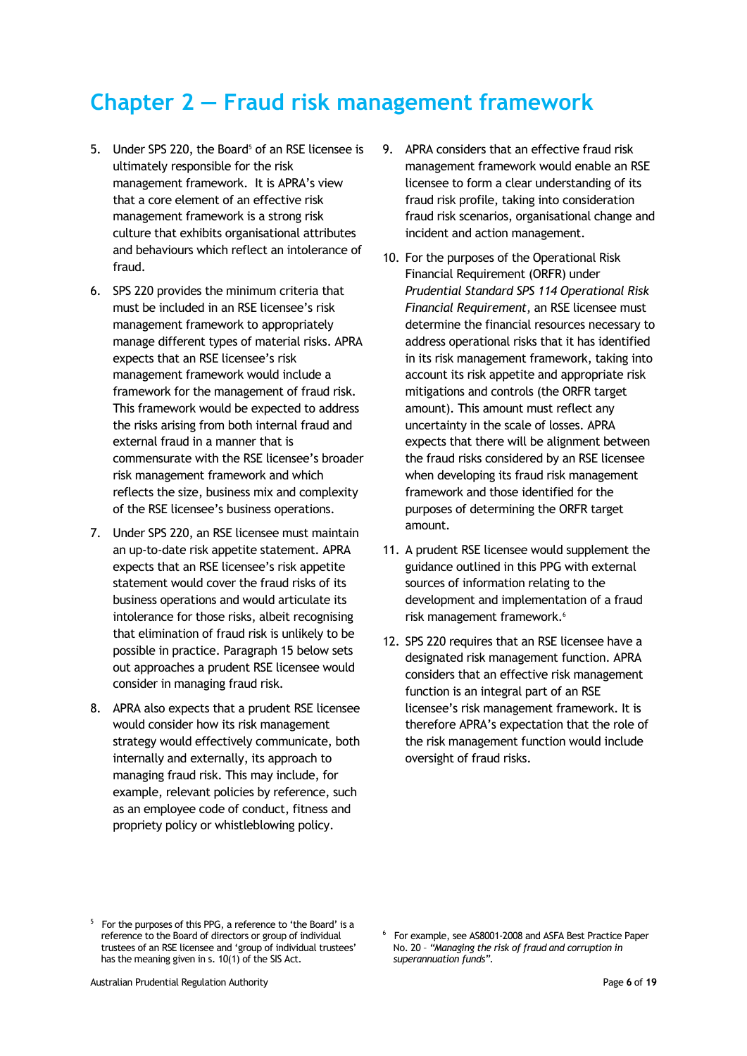# Chapter 2 — Fraud risk management framework

5. Under SPS 220, the Board[5] of an RSE licensee is ultimately responsible for the risk management framework. It is APRA's view that a core element of an effective risk management framework is a strong risk culture that exhibits organisational attributes and behaviours which reflect an intolerance of fraud.

6. SPS 220 provides the minimum criteria that must be included in an RSE licensee's risk management framework to appropriately manage different types of material risks. APRA expects that an RSE licensee's risk management framework would include a framework for the management of fraud risk. This framework would be expected to address the risks arising from both internal fraud and external fraud in a manner that is commensurate with the RSE licensee's broader risk management framework and which reflects the size, business mix and complexity of the RSE licensee's business operations.

7. Under SPS 220, an RSE licensee must maintain an up-to-date risk appetite statement. APRA expects that an RSE licensee's risk appetite statement would cover the fraud risks of its business operations and would articulate its intolerance for those risks, albeit recognising that elimination of fraud risk is unlikely to be possible in practice. Paragraph 15 below sets out approaches a prudent RSE licensee would consider in managing fraud risk.

8. APRA also expects that a prudent RSE licensee would consider how its risk management strategy would effectively communicate, both internally and externally, its approach to managing fraud risk. This may include, for example, relevant policies by reference, such as an employee code of conduct, fitness and propriety policy or whistleblowing policy.

9. APRA considers that an effective fraud risk management framework would enable an RSE licensee to form a clear understanding of its fraud risk profile, taking into consideration fraud risk scenarios, organisational change and incident and action management.

10. For the purposes of the Operational Risk Financial Requirement (ORFR) under *Prudential Standard SPS 114 Operational Risk Financial Requirement*, an RSE licensee must determine the financial resources necessary to address operational risks that it has identified in its risk management framework, taking into account its risk appetite and appropriate risk mitigations and controls (the ORFR target amount). This amount must reflect any uncertainty in the scale of losses. APRA expects that there will be alignment between the fraud risks considered by an RSE licensee when developing its fraud risk management framework and those identified for the purposes of determining the ORFR target amount.

11. A prudent RSE licensee would supplement the guidance outlined in this PPG with external sources of information relating to the development and implementation of a fraud risk management framework.[6]

12. SPS 220 requires that an RSE licensee have a designated risk management function. APRA considers that an effective risk management function is an integral part of an RSE licensee's risk management framework. It is therefore APRA's expectation that the role of the risk management function would include oversight of fraud risks.

[5] For the purposes of this PPG, a reference to 'the Board' is a reference to the Board of directors or group of individual trustees of an RSE licensee and 'group of individual trustees' has the meaning given in s. 10(1) of the SIS Act.

[6] For example, see AS8001-2008 and ASFA Best Practice Paper No. 20 – *"Managing the risk of fraud and corruption in superannuation funds"*.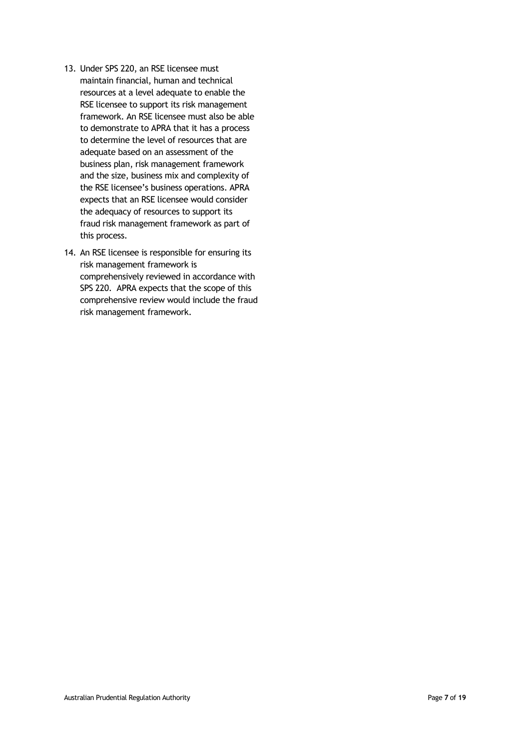13. Under SPS 220, an RSE licensee must maintain financial, human and technical resources at a level adequate to enable the RSE licensee to support its risk management framework. An RSE licensee must also be able to demonstrate to APRA that it has a process to determine the level of resources that are adequate based on an assessment of the business plan, risk management framework and the size, business mix and complexity of the RSE licensee's business operations. APRA expects that an RSE licensee would consider the adequacy of resources to support its fraud risk management framework as part of this process.

14. An RSE licensee is responsible for ensuring its risk management framework is comprehensively reviewed in accordance with SPS 220. APRA expects that the scope of this comprehensive review would include the fraud risk management framework.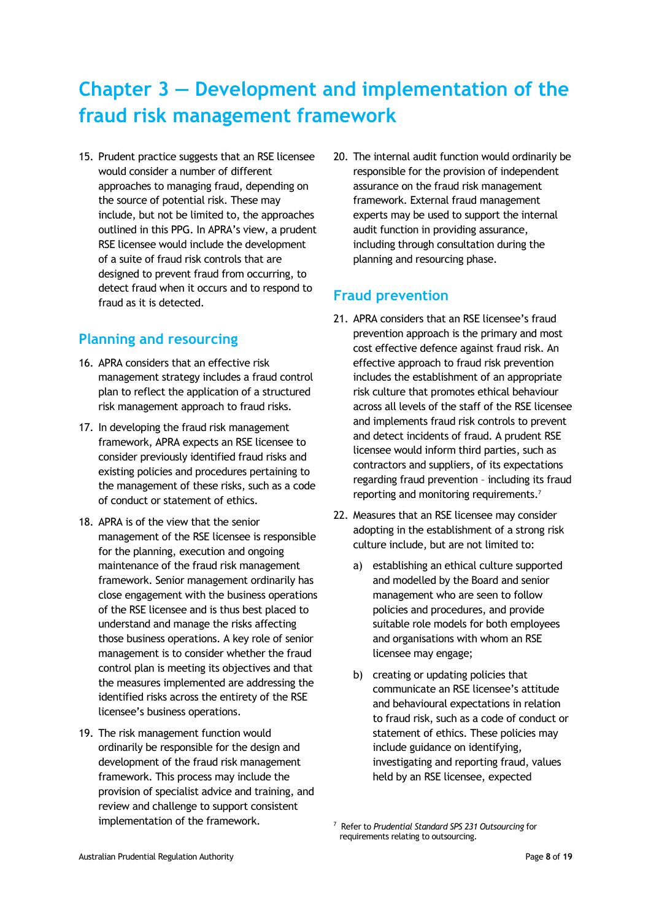# Chapter 3 — Development and implementation of the fraud risk management framework

15. Prudent practice suggests that an RSE licensee would consider a number of different approaches to managing fraud, depending on the source of potential risk. These may include, but not be limited to, the approaches outlined in this PPG. In APRA's view, a prudent RSE licensee would include the development of a suite of fraud risk controls that are designed to prevent fraud from occurring, to detect fraud when it occurs and to respond to fraud as it is detected.

## Planning and resourcing

16. APRA considers that an effective risk management strategy includes a fraud control plan to reflect the application of a structured risk management approach to fraud risks.

17. In developing the fraud risk management framework, APRA expects an RSE licensee to consider previously identified fraud risks and existing policies and procedures pertaining to the management of these risks, such as a code of conduct or statement of ethics.

18. APRA is of the view that the senior management of the RSE licensee is responsible for the planning, execution and ongoing maintenance of the fraud risk management framework. Senior management ordinarily has close engagement with the business operations of the RSE licensee and is thus best placed to understand and manage the risks affecting those business operations. A key role of senior management is to consider whether the fraud control plan is meeting its objectives and that the measures implemented are addressing the identified risks across the entirety of the RSE licensee's business operations.

19. The risk management function would ordinarily be responsible for the design and development of the fraud risk management framework. This process may include the provision of specialist advice and training, and review and challenge to support consistent implementation of the framework.

20. The internal audit function would ordinarily be responsible for the provision of independent assurance on the fraud risk management framework. External fraud management experts may be used to support the internal audit function in providing assurance, including through consultation during the planning and resourcing phase.

## Fraud prevention

21. APRA considers that an RSE licensee's fraud prevention approach is the primary and most cost effective defence against fraud risk. An effective approach to fraud risk prevention includes the establishment of an appropriate risk culture that promotes ethical behaviour across all levels of the staff of the RSE licensee and implements fraud risk controls to prevent and detect incidents of fraud. A prudent RSE licensee would inform third parties, such as contractors and suppliers, of its expectations regarding fraud prevention – including its fraud reporting and monitoring requirements.[7]

22. Measures that an RSE licensee may consider adopting in the establishment of a strong risk culture include, but are not limited to:

    a) establishing an ethical culture supported and modelled by the Board and senior management who are seen to follow policies and procedures, and provide suitable role models for both employees and organisations with whom an RSE licensee may engage;

    b) creating or updating policies that communicate an RSE licensee's attitude and behavioural expectations in relation to fraud risk, such as a code of conduct or statement of ethics. These policies may include guidance on identifying, investigating and reporting fraud, values held by an RSE licensee, expected

[7] Refer to *Prudential Standard SPS 231 Outsourcing* for requirements relating to outsourcing.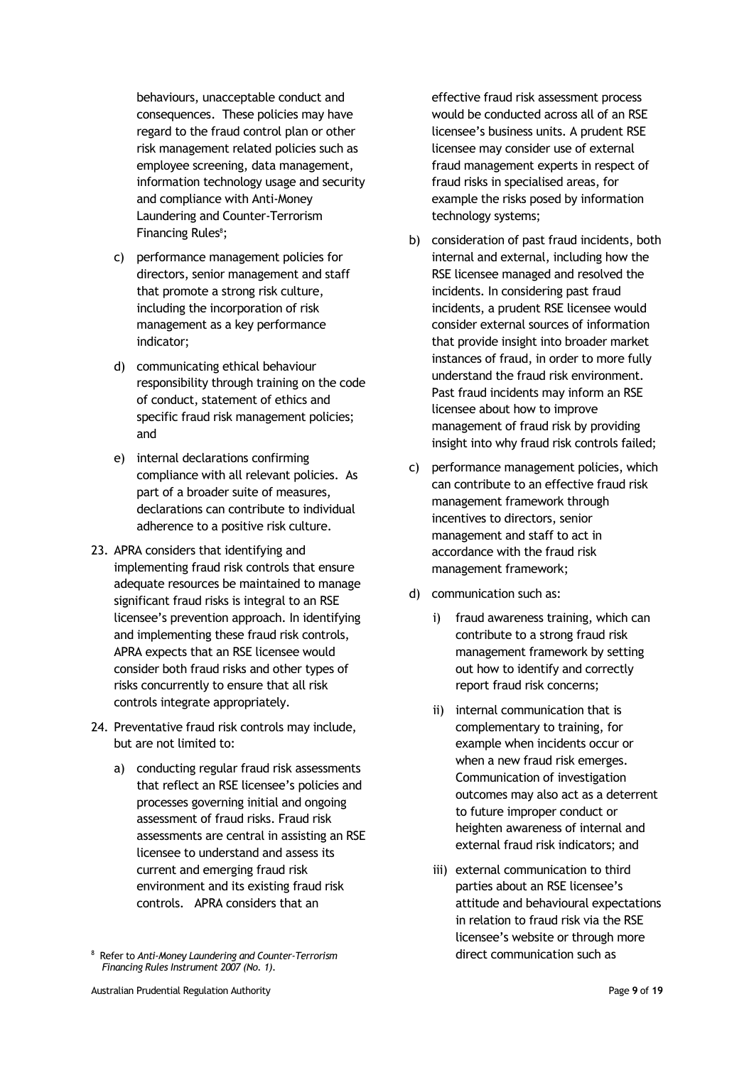behaviours, unacceptable conduct and consequences. These policies may have regard to the fraud control plan or other risk management related policies such as employee screening, data management, information technology usage and security and compliance with Anti-Money Laundering and Counter-Terrorism Financing Rules[8];

c) performance management policies for directors, senior management and staff that promote a strong risk culture, including the incorporation of risk management as a key performance indicator;

d) communicating ethical behaviour responsibility through training on the code of conduct, statement of ethics and specific fraud risk management policies; and

e) internal declarations confirming compliance with all relevant policies. As part of a broader suite of measures, declarations can contribute to individual adherence to a positive risk culture.

23. APRA considers that identifying and implementing fraud risk controls that ensure adequate resources be maintained to manage significant fraud risks is integral to an RSE licensee's prevention approach. In identifying and implementing these fraud risk controls, APRA expects that an RSE licensee would consider both fraud risks and other types of risks concurrently to ensure that all risk controls integrate appropriately.

24. Preventative fraud risk controls may include, but are not limited to:

    a) conducting regular fraud risk assessments that reflect an RSE licensee's policies and processes governing initial and ongoing assessment of fraud risks. Fraud risk assessments are central in assisting an RSE licensee to understand and assess its current and emerging fraud risk environment and its existing fraud risk controls. APRA considers that an effective fraud risk assessment process would be conducted across all of an RSE licensee's business units. A prudent RSE licensee may consider use of external fraud management experts in respect of fraud risks in specialised areas, for example the risks posed by information technology systems;

    b) consideration of past fraud incidents, both internal and external, including how the RSE licensee managed and resolved the incidents. In considering past fraud incidents, a prudent RSE licensee would consider external sources of information that provide insight into broader market instances of fraud, in order to more fully understand the fraud risk environment. Past fraud incidents may inform an RSE licensee about how to improve management of fraud risk by providing insight into why fraud risk controls failed;

    c) performance management policies, which can contribute to an effective fraud risk management framework through incentives to directors, senior management and staff to act in accordance with the fraud risk management framework;

    d) communication such as:

        i) fraud awareness training, which can contribute to a strong fraud risk management framework by setting out how to identify and correctly report fraud risk concerns;

        ii) internal communication that is complementary to training, for example when incidents occur or when a new fraud risk emerges. Communication of investigation outcomes may also act as a deterrent to future improper conduct or heighten awareness of internal and external fraud risk indicators; and

        iii) external communication to third parties about an RSE licensee's attitude and behavioural expectations in relation to fraud risk via the RSE licensee's website or through more direct communication such as

[8] Refer to *Anti-Money Laundering and Counter-Terrorism Financing Rules Instrument 2007 (No. 1)*.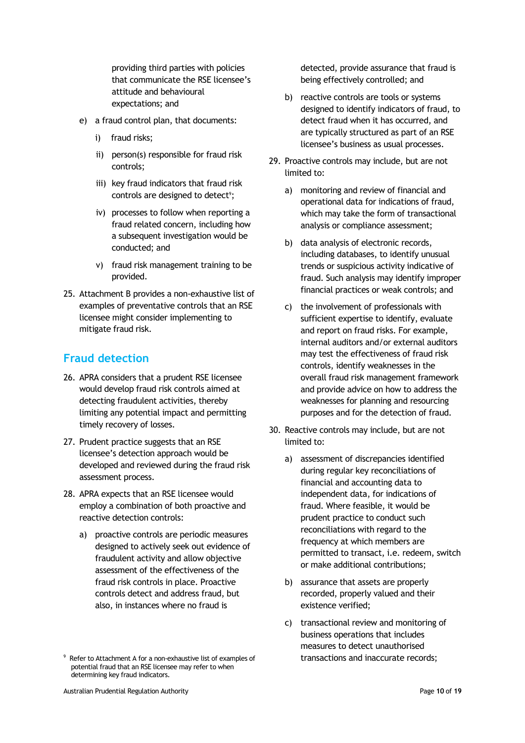providing third parties with policies that communicate the RSE licensee's attitude and behavioural expectations; and

e) a fraud control plan, that documents:

   i) fraud risks;

   ii) person(s) responsible for fraud risk controls;

   iii) key fraud indicators that fraud risk controls are designed to detect[9];

   iv) processes to follow when reporting a fraud related concern, including how a subsequent investigation would be conducted; and

   v) fraud risk management training to be provided.

25. Attachment B provides a non-exhaustive list of examples of preventative controls that an RSE licensee might consider implementing to mitigate fraud risk.

## Fraud detection

26. APRA considers that a prudent RSE licensee would develop fraud risk controls aimed at detecting fraudulent activities, thereby limiting any potential impact and permitting timely recovery of losses.

27. Prudent practice suggests that an RSE licensee's detection approach would be developed and reviewed during the fraud risk assessment process.

28. APRA expects that an RSE licensee would employ a combination of both proactive and reactive detection controls:

    a) proactive controls are periodic measures designed to actively seek out evidence of fraudulent activity and allow objective assessment of the effectiveness of the fraud risk controls in place. Proactive controls detect and address fraud, but also, in instances where no fraud is detected, provide assurance that fraud is being effectively controlled; and

    b) reactive controls are tools or systems designed to identify indicators of fraud, to detect fraud when it has occurred, and are typically structured as part of an RSE licensee's business as usual processes.

29. Proactive controls may include, but are not limited to:

    a) monitoring and review of financial and operational data for indications of fraud, which may take the form of transactional analysis or compliance assessment;

    b) data analysis of electronic records, including databases, to identify unusual trends or suspicious activity indicative of fraud. Such analysis may identify improper financial practices or weak controls; and

    c) the involvement of professionals with sufficient expertise to identify, evaluate and report on fraud risks. For example, internal auditors and/or external auditors may test the effectiveness of fraud risk controls, identify weaknesses in the overall fraud risk management framework and provide advice on how to address the weaknesses for planning and resourcing purposes and for the detection of fraud.

30. Reactive controls may include, but are not limited to:

    a) assessment of discrepancies identified during regular key reconciliations of financial and accounting data to independent data, for indications of fraud. Where feasible, it would be prudent practice to conduct such reconciliations with regard to the frequency at which members are permitted to transact, i.e. redeem, switch or make additional contributions;

    b) assurance that assets are properly recorded, properly valued and their existence verified;

    c) transactional review and monitoring of business operations that includes measures to detect unauthorised transactions and inaccurate records;

[9] Refer to Attachment A for a non-exhaustive list of examples of potential fraud that an RSE licensee may refer to when determining key fraud indicators.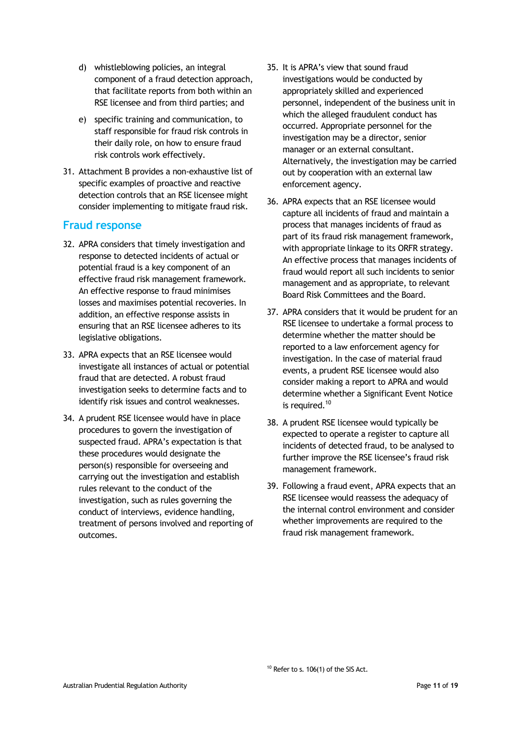d) whistleblowing policies, an integral component of a fraud detection approach, that facilitate reports from both within an RSE licensee and from third parties; and

e) specific training and communication, to staff responsible for fraud risk controls in their daily role, on how to ensure fraud risk controls work effectively.

31. Attachment B provides a non-exhaustive list of specific examples of proactive and reactive detection controls that an RSE licensee might consider implementing to mitigate fraud risk.

## Fraud response

32. APRA considers that timely investigation and response to detected incidents of actual or potential fraud is a key component of an effective fraud risk management framework. An effective response to fraud minimises losses and maximises potential recoveries. In addition, an effective response assists in ensuring that an RSE licensee adheres to its legislative obligations.

33. APRA expects that an RSE licensee would investigate all instances of actual or potential fraud that are detected. A robust fraud investigation seeks to determine facts and to identify risk issues and control weaknesses.

34. A prudent RSE licensee would have in place procedures to govern the investigation of suspected fraud. APRA's expectation is that these procedures would designate the person(s) responsible for overseeing and carrying out the investigation and establish rules relevant to the conduct of the investigation, such as rules governing the conduct of interviews, evidence handling, treatment of persons involved and reporting of outcomes.

35. It is APRA's view that sound fraud investigations would be conducted by appropriately skilled and experienced personnel, independent of the business unit in which the alleged fraudulent conduct has occurred. Appropriate personnel for the investigation may be a director, senior manager or an external consultant. Alternatively, the investigation may be carried out by cooperation with an external law enforcement agency.

36. APRA expects that an RSE licensee would capture all incidents of fraud and maintain a process that manages incidents of fraud as part of its fraud risk management framework, with appropriate linkage to its ORFR strategy. An effective process that manages incidents of fraud would report all such incidents to senior management and as appropriate, to relevant Board Risk Committees and the Board.

37. APRA considers that it would be prudent for an RSE licensee to undertake a formal process to determine whether the matter should be reported to a law enforcement agency for investigation. In the case of material fraud events, a prudent RSE licensee would also consider making a report to APRA and would determine whether a Significant Event Notice is required.[10]

38. A prudent RSE licensee would typically be expected to operate a register to capture all incidents of detected fraud, to be analysed to further improve the RSE licensee's fraud risk management framework.

39. Following a fraud event, APRA expects that an RSE licensee would reassess the adequacy of the internal control environment and consider whether improvements are required to the fraud risk management framework.

[10] Refer to s. 106(1) of the SIS Act.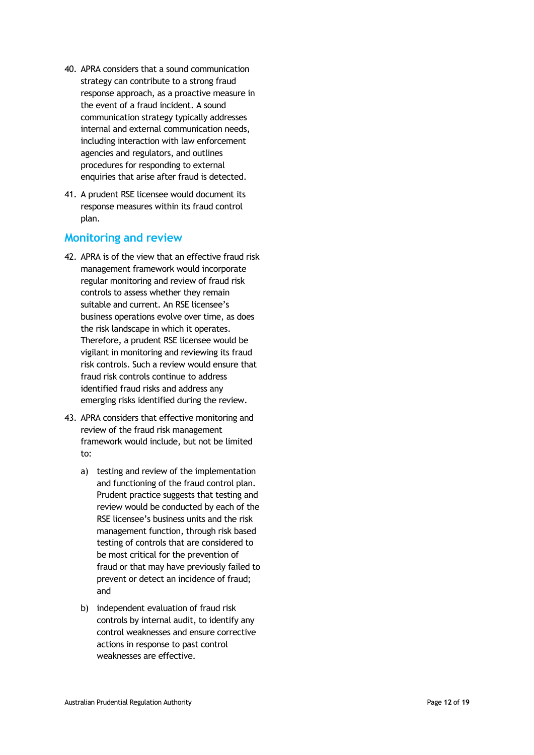40. APRA considers that a sound communication strategy can contribute to a strong fraud response approach, as a proactive measure in the event of a fraud incident. A sound communication strategy typically addresses internal and external communication needs, including interaction with law enforcement agencies and regulators, and outlines procedures for responding to external enquiries that arise after fraud is detected.

41. A prudent RSE licensee would document its response measures within its fraud control plan.

## Monitoring and review

42. APRA is of the view that an effective fraud risk management framework would incorporate regular monitoring and review of fraud risk controls to assess whether they remain suitable and current. An RSE licensee's business operations evolve over time, as does the risk landscape in which it operates. Therefore, a prudent RSE licensee would be vigilant in monitoring and reviewing its fraud risk controls. Such a review would ensure that fraud risk controls continue to address identified fraud risks and address any emerging risks identified during the review.

43. APRA considers that effective monitoring and review of the fraud risk management framework would include, but not be limited to:

    a) testing and review of the implementation and functioning of the fraud control plan. Prudent practice suggests that testing and review would be conducted by each of the RSE licensee's business units and the risk management function, through risk based testing of controls that are considered to be most critical for the prevention of fraud or that may have previously failed to prevent or detect an incidence of fraud; and

    b) independent evaluation of fraud risk controls by internal audit, to identify any control weaknesses and ensure corrective actions in response to past control weaknesses are effective.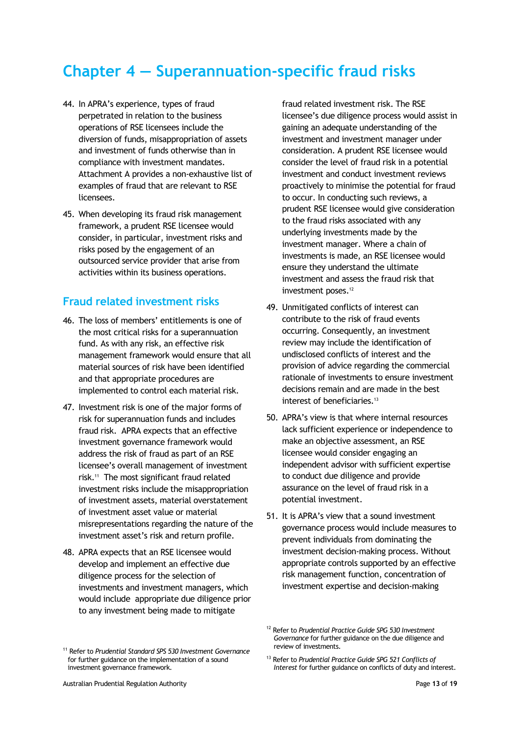# Chapter 4 — Superannuation-specific fraud risks

44. In APRA's experience, types of fraud perpetrated in relation to the business operations of RSE licensees include the diversion of funds, misappropriation of assets and investment of funds otherwise than in compliance with investment mandates. Attachment A provides a non-exhaustive list of examples of fraud that are relevant to RSE licensees.

45. When developing its fraud risk management framework, a prudent RSE licensee would consider, in particular, investment risks and risks posed by the engagement of an outsourced service provider that arise from activities within its business operations.

## Fraud related investment risks

46. The loss of members' entitlements is one of the most critical risks for a superannuation fund. As with any risk, an effective risk management framework would ensure that all material sources of risk have been identified and that appropriate procedures are implemented to control each material risk.

47. Investment risk is one of the major forms of risk for superannuation funds and includes fraud risk. APRA expects that an effective investment governance framework would address the risk of fraud as part of an RSE licensee's overall management of investment risk.[11] The most significant fraud related investment risks include the misappropriation of investment assets, material overstatement of investment asset value or material misrepresentations regarding the nature of the investment asset's risk and return profile.

48. APRA expects that an RSE licensee would develop and implement an effective due diligence process for the selection of investments and investment managers, which would include appropriate due diligence prior to any investment being made to mitigate fraud related investment risk. The RSE licensee's due diligence process would assist in gaining an adequate understanding of the investment and investment manager under consideration. A prudent RSE licensee would consider the level of fraud risk in a potential investment and conduct investment reviews proactively to minimise the potential for fraud to occur. In conducting such reviews, a prudent RSE licensee would give consideration to the fraud risks associated with any underlying investments made by the investment manager. Where a chain of investments is made, an RSE licensee would ensure they understand the ultimate investment and assess the fraud risk that investment poses.[12]

49. Unmitigated conflicts of interest can contribute to the risk of fraud events occurring. Consequently, an investment review may include the identification of undisclosed conflicts of interest and the provision of advice regarding the commercial rationale of investments to ensure investment decisions remain and are made in the best interest of beneficiaries.[13]

50. APRA's view is that where internal resources lack sufficient experience or independence to make an objective assessment, an RSE licensee would consider engaging an independent advisor with sufficient expertise to conduct due diligence and provide assurance on the level of fraud risk in a potential investment.

51. It is APRA's view that a sound investment governance process would include measures to prevent individuals from dominating the investment decision-making process. Without appropriate controls supported by an effective risk management function, concentration of investment expertise and decision-making

[11] Refer to *Prudential Standard SPS 530 Investment Governance* for further guidance on the implementation of a sound investment governance framework.

[12] Refer to *Prudential Practice Guide SPG 530 Investment Governance* for further guidance on the due diligence and review of investments.

[13] Refer to *Prudential Practice Guide SPG 521 Conflicts of Interest* for further guidance on conflicts of duty and interest.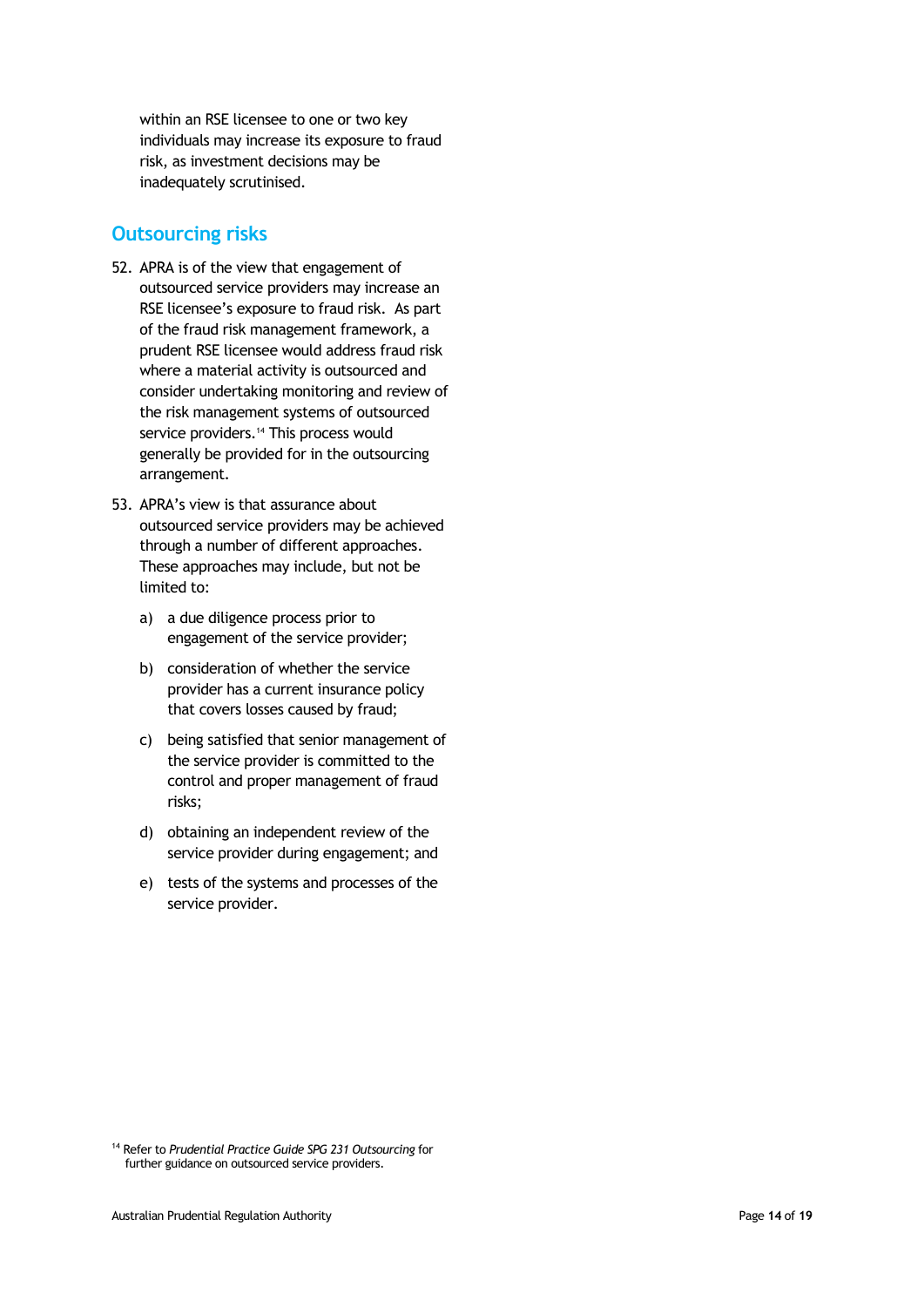within an RSE licensee to one or two key individuals may increase its exposure to fraud risk, as investment decisions may be inadequately scrutinised.

## Outsourcing risks

52. APRA is of the view that engagement of outsourced service providers may increase an RSE licensee's exposure to fraud risk. As part of the fraud risk management framework, a prudent RSE licensee would address fraud risk where a material activity is outsourced and consider undertaking monitoring and review of the risk management systems of outsourced service providers.[14] This process would generally be provided for in the outsourcing arrangement.

53. APRA's view is that assurance about outsourced service providers may be achieved through a number of different approaches. These approaches may include, but not be limited to:

    a) a due diligence process prior to engagement of the service provider;

    b) consideration of whether the service provider has a current insurance policy that covers losses caused by fraud;

    c) being satisfied that senior management of the service provider is committed to the control and proper management of fraud risks;

    d) obtaining an independent review of the service provider during engagement; and

    e) tests of the systems and processes of the service provider.

[14] Refer to *Prudential Practice Guide SPG 231 Outsourcing* for further guidance on outsourced service providers.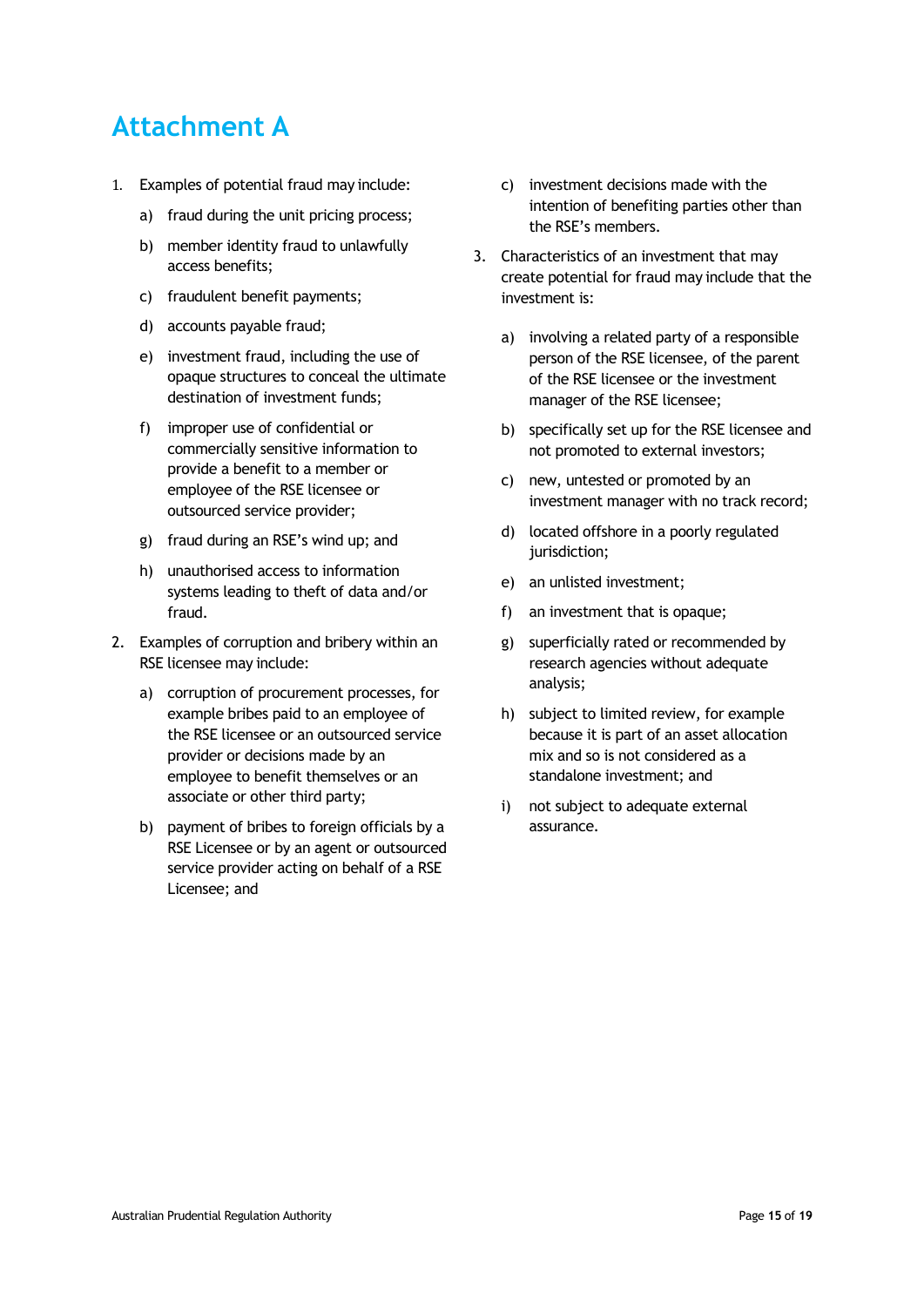# Attachment A

1. Examples of potential fraud may include:

   a) fraud during the unit pricing process;

   b) member identity fraud to unlawfully access benefits;

   c) fraudulent benefit payments;

   d) accounts payable fraud;

   e) investment fraud, including the use of opaque structures to conceal the ultimate destination of investment funds;

   f) improper use of confidential or commercially sensitive information to provide a benefit to a member or employee of the RSE licensee or outsourced service provider;

   g) fraud during an RSE's wind up; and

   h) unauthorised access to information systems leading to theft of data and/or fraud.

2. Examples of corruption and bribery within an RSE licensee may include:

   a) corruption of procurement processes, for example bribes paid to an employee of the RSE licensee or an outsourced service provider or decisions made by an employee to benefit themselves or an associate or other third party;

   b) payment of bribes to foreign officials by a RSE Licensee or by an agent or outsourced service provider acting on behalf of a RSE Licensee; and

   c) investment decisions made with the intention of benefiting parties other than the RSE's members.

3. Characteristics of an investment that may create potential for fraud may include that the investment is:

   a) involving a related party of a responsible person of the RSE licensee, of the parent of the RSE licensee or the investment manager of the RSE licensee;

   b) specifically set up for the RSE licensee and not promoted to external investors;

   c) new, untested or promoted by an investment manager with no track record;

   d) located offshore in a poorly regulated jurisdiction;

   e) an unlisted investment;

   f) an investment that is opaque;

   g) superficially rated or recommended by research agencies without adequate analysis;

   h) subject to limited review, for example because it is part of an asset allocation mix and so is not considered as a standalone investment; and

   i) not subject to adequate external assurance.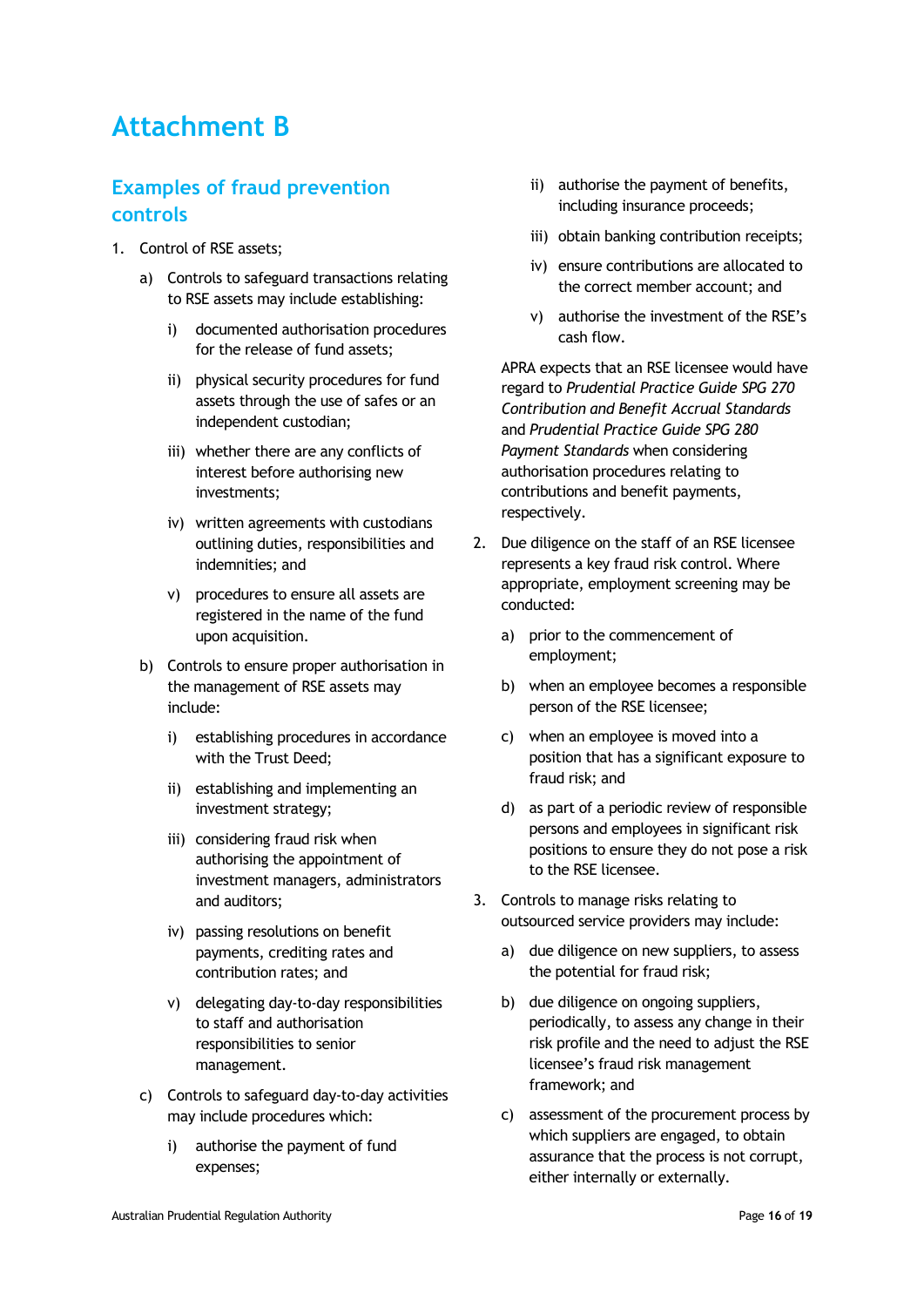# Attachment B

## Examples of fraud prevention controls

1. Control of RSE assets;

   a) Controls to safeguard transactions relating to RSE assets may include establishing:

      i) documented authorisation procedures for the release of fund assets;

      ii) physical security procedures for fund assets through the use of safes or an independent custodian;

      iii) whether there are any conflicts of interest before authorising new investments;

      iv) written agreements with custodians outlining duties, responsibilities and indemnities; and

      v) procedures to ensure all assets are registered in the name of the fund upon acquisition.

   b) Controls to ensure proper authorisation in the management of RSE assets may include:

      i) establishing procedures in accordance with the Trust Deed;

      ii) establishing and implementing an investment strategy;

      iii) considering fraud risk when authorising the appointment of investment managers, administrators and auditors;

      iv) passing resolutions on benefit payments, crediting rates and contribution rates; and

      v) delegating day-to-day responsibilities to staff and authorisation responsibilities to senior management.

   c) Controls to safeguard day-to-day activities may include procedures which:

      i) authorise the payment of fund expenses;

      ii) authorise the payment of benefits, including insurance proceeds;

      iii) obtain banking contribution receipts;

      iv) ensure contributions are allocated to the correct member account; and

      v) authorise the investment of the RSE's cash flow.

   APRA expects that an RSE licensee would have regard to *Prudential Practice Guide SPG 270 Contribution and Benefit Accrual Standards* and *Prudential Practice Guide SPG 280 Payment Standards* when considering authorisation procedures relating to contributions and benefit payments, respectively.

2. Due diligence on the staff of an RSE licensee represents a key fraud risk control. Where appropriate, employment screening may be conducted:

   a) prior to the commencement of employment;

   b) when an employee becomes a responsible person of the RSE licensee;

   c) when an employee is moved into a position that has a significant exposure to fraud risk; and

   d) as part of a periodic review of responsible persons and employees in significant risk positions to ensure they do not pose a risk to the RSE licensee.

3. Controls to manage risks relating to outsourced service providers may include:

   a) due diligence on new suppliers, to assess the potential for fraud risk;

   b) due diligence on ongoing suppliers, periodically, to assess any change in their risk profile and the need to adjust the RSE licensee's fraud risk management framework; and

   c) assessment of the procurement process by which suppliers are engaged, to obtain assurance that the process is not corrupt, either internally or externally.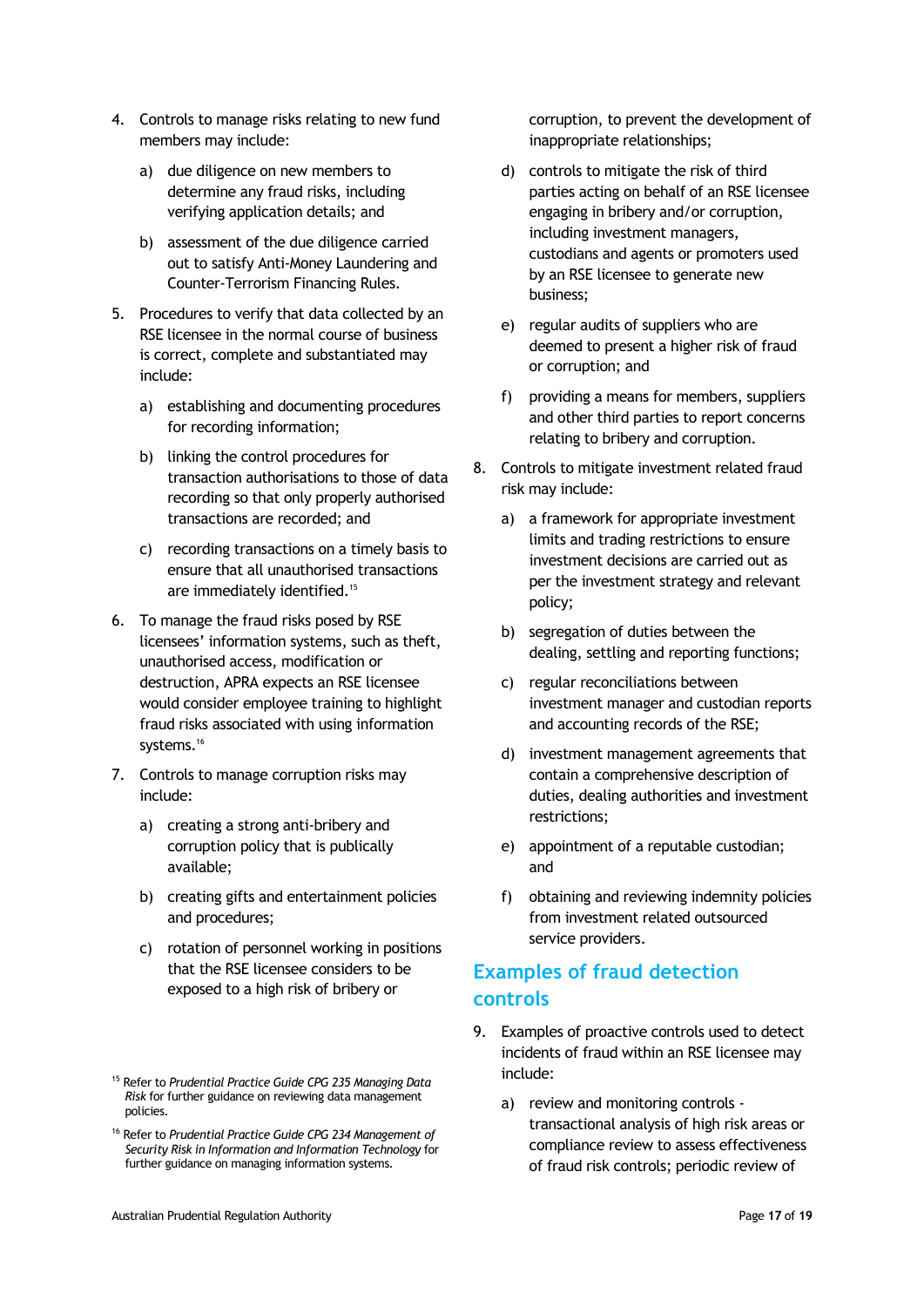4. Controls to manage risks relating to new fund members may include:

   a) due diligence on new members to determine any fraud risks, including verifying application details; and

   b) assessment of the due diligence carried out to satisfy Anti-Money Laundering and Counter-Terrorism Financing Rules.

5. Procedures to verify that data collected by an RSE licensee in the normal course of business is correct, complete and substantiated may include:

   a) establishing and documenting procedures for recording information;

   b) linking the control procedures for transaction authorisations to those of data recording so that only properly authorised transactions are recorded; and

   c) recording transactions on a timely basis to ensure that all unauthorised transactions are immediately identified.[15]

6. To manage the fraud risks posed by RSE licensees' information systems, such as theft, unauthorised access, modification or destruction, APRA expects an RSE licensee would consider employee training to highlight fraud risks associated with using information systems.[16]

7. Controls to manage corruption risks may include:

   a) creating a strong anti-bribery and corruption policy that is publically available;

   b) creating gifts and entertainment policies and procedures;

   c) rotation of personnel working in positions that the RSE licensee considers to be exposed to a high risk of bribery or corruption, to prevent the development of inappropriate relationships;

   d) controls to mitigate the risk of third parties acting on behalf of an RSE licensee engaging in bribery and/or corruption, including investment managers, custodians and agents or promoters used by an RSE licensee to generate new business;

   e) regular audits of suppliers who are deemed to present a higher risk of fraud or corruption; and

   f) providing a means for members, suppliers and other third parties to report concerns relating to bribery and corruption.

8. Controls to mitigate investment related fraud risk may include:

   a) a framework for appropriate investment limits and trading restrictions to ensure investment decisions are carried out as per the investment strategy and relevant policy;

   b) segregation of duties between the dealing, settling and reporting functions;

   c) regular reconciliations between investment manager and custodian reports and accounting records of the RSE;

   d) investment management agreements that contain a comprehensive description of duties, dealing authorities and investment restrictions;

   e) appointment of a reputable custodian; and

   f) obtaining and reviewing indemnity policies from investment related outsourced service providers.

## Examples of fraud detection controls

9. Examples of proactive controls used to detect incidents of fraud within an RSE licensee may include:

   a) review and monitoring controls - transactional analysis of high risk areas or compliance review to assess effectiveness of fraud risk controls; periodic review of

[15] Refer to *Prudential Practice Guide CPG 235 Managing Data Risk* for further guidance on reviewing data management policies.

[16] Refer to *Prudential Practice Guide CPG 234 Management of Security Risk in Information and Information Technology* for further guidance on managing information systems.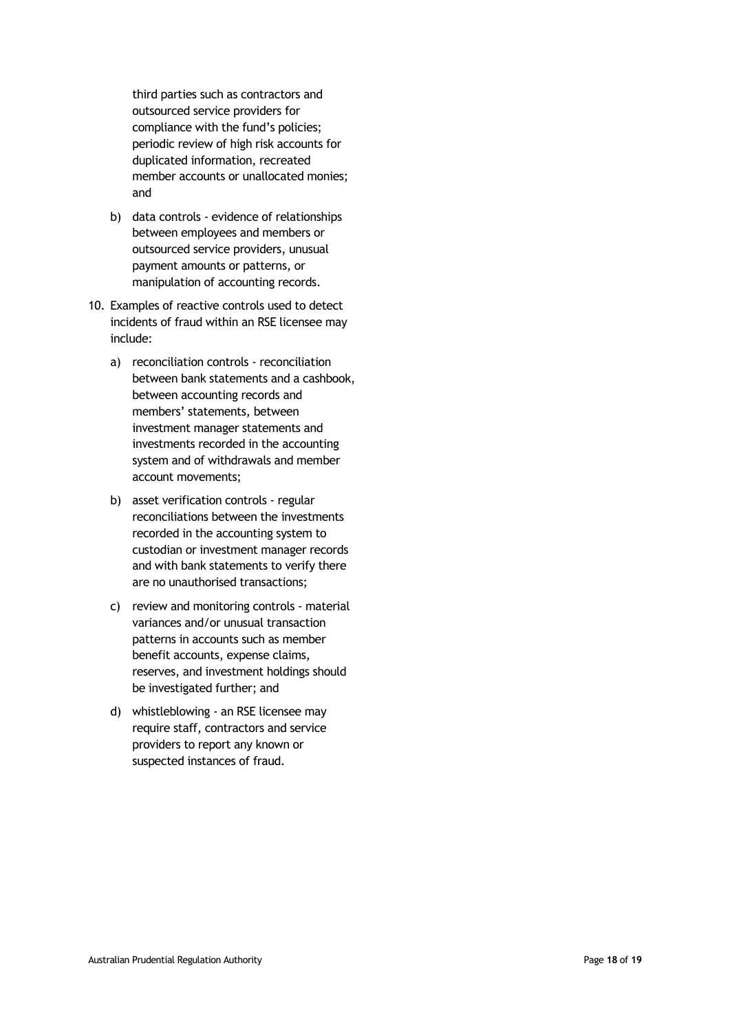third parties such as contractors and outsourced service providers for compliance with the fund's policies; periodic review of high risk accounts for duplicated information, recreated member accounts or unallocated monies; and

b) data controls - evidence of relationships between employees and members or outsourced service providers, unusual payment amounts or patterns, or manipulation of accounting records.

10. Examples of reactive controls used to detect incidents of fraud within an RSE licensee may include:

    a) reconciliation controls - reconciliation between bank statements and a cashbook, between accounting records and members' statements, between investment manager statements and investments recorded in the accounting system and of withdrawals and member account movements;

    b) asset verification controls - regular reconciliations between the investments recorded in the accounting system to custodian or investment manager records and with bank statements to verify there are no unauthorised transactions;

    c) review and monitoring controls - material variances and/or unusual transaction patterns in accounts such as member benefit accounts, expense claims, reserves, and investment holdings should be investigated further; and

    d) whistleblowing - an RSE licensee may require staff, contractors and service providers to report any known or suspected instances of fraud.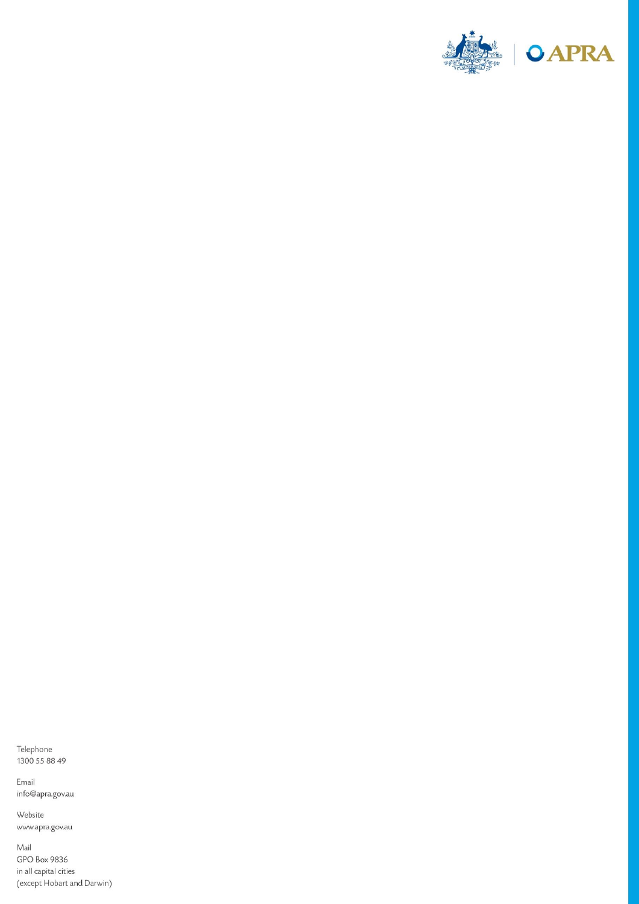Telephone
1300 55 88 49

Email
info@apra.gov.au

Website
www.apra.gov.au

Mail
GPO Box 9836
in all capital cities
(except Hobart and Darwin)